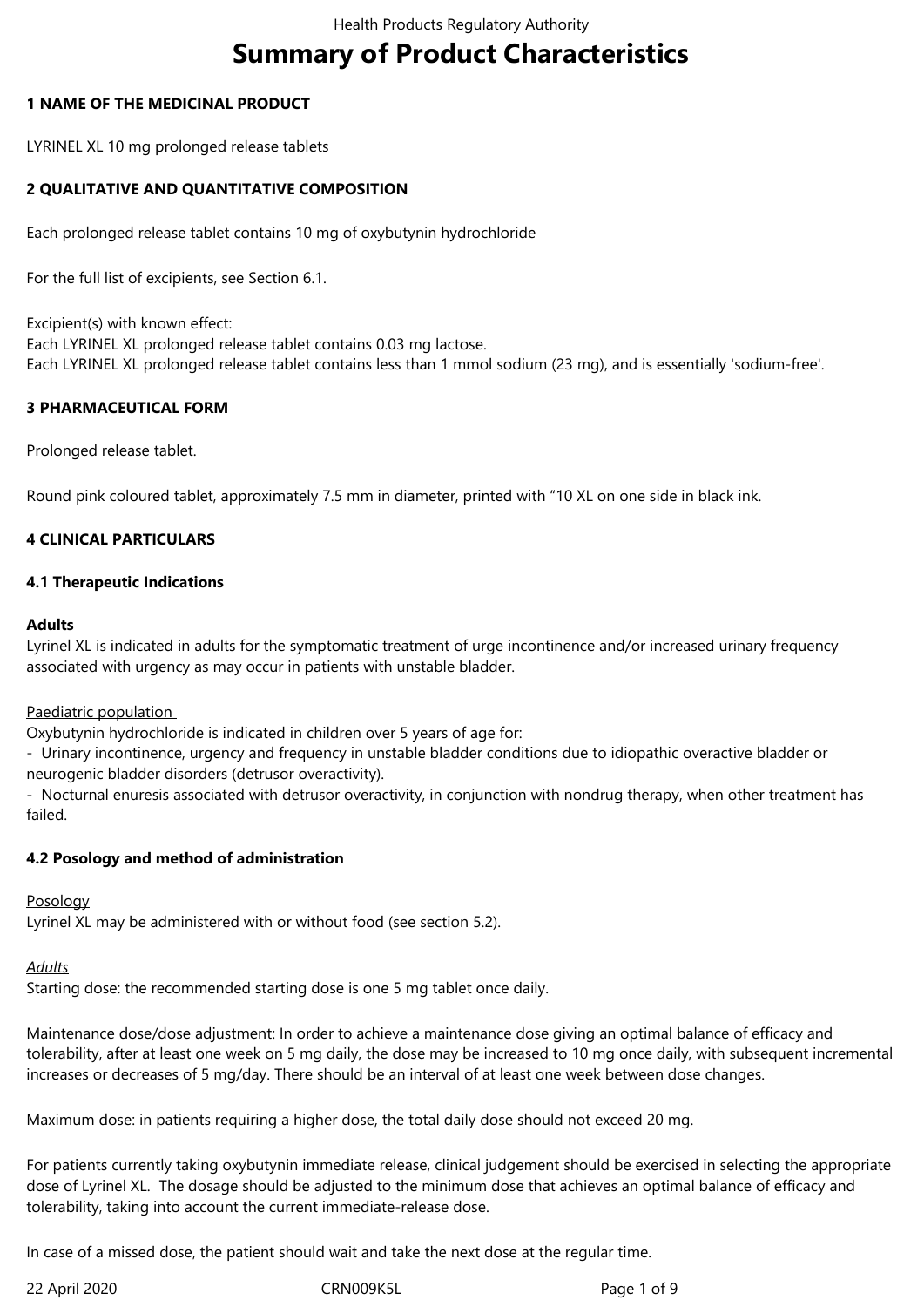# Summary of Product Characteristics

## 1 NAME OF THE MEDICINAL PRODUCT

LYRINEL XL 10 mg prolonged release tablets

## 2 QUALITATIVE AND QUANTITATIVE COMPOSITION

Each prolonged release tablet contains 10 mg of oxybutynin hydrochloride

For the full list of excipients, see Section 6.1.

Excipient(s) with known effect:
Each LYRINEL XL prolonged release tablet contains 0.03 mg lactose.
Each LYRINEL XL prolonged release tablet contains less than 1 mmol sodium (23 mg), and is essentially 'sodium-free'.

## 3 PHARMACEUTICAL FORM

Prolonged release tablet.

Round pink coloured tablet, approximately 7.5 mm in diameter, printed with "10 XL on one side in black ink.

## 4 CLINICAL PARTICULARS

### 4.1 Therapeutic Indications

**Adults**
Lyrinel XL is indicated in adults for the symptomatic treatment of urge incontinence and/or increased urinary frequency associated with urgency as may occur in patients with unstable bladder.

Paediatric population
Oxybutynin hydrochloride is indicated in children over 5 years of age for:
- Urinary incontinence, urgency and frequency in unstable bladder conditions due to idiopathic overactive bladder or neurogenic bladder disorders (detrusor overactivity).
- Nocturnal enuresis associated with detrusor overactivity, in conjunction with nondrug therapy, when other treatment has failed.

### 4.2 Posology and method of administration

Posology
Lyrinel XL may be administered with or without food (see section 5.2).

*Adults*
Starting dose: the recommended starting dose is one 5 mg tablet once daily.

Maintenance dose/dose adjustment: In order to achieve a maintenance dose giving an optimal balance of efficacy and tolerability, after at least one week on 5 mg daily, the dose may be increased to 10 mg once daily, with subsequent incremental increases or decreases of 5 mg/day. There should be an interval of at least one week between dose changes.

Maximum dose: in patients requiring a higher dose, the total daily dose should not exceed 20 mg.

For patients currently taking oxybutynin immediate release, clinical judgement should be exercised in selecting the appropriate dose of Lyrinel XL. The dosage should be adjusted to the minimum dose that achieves an optimal balance of efficacy and tolerability, taking into account the current immediate-release dose.

In case of a missed dose, the patient should wait and take the next dose at the regular time.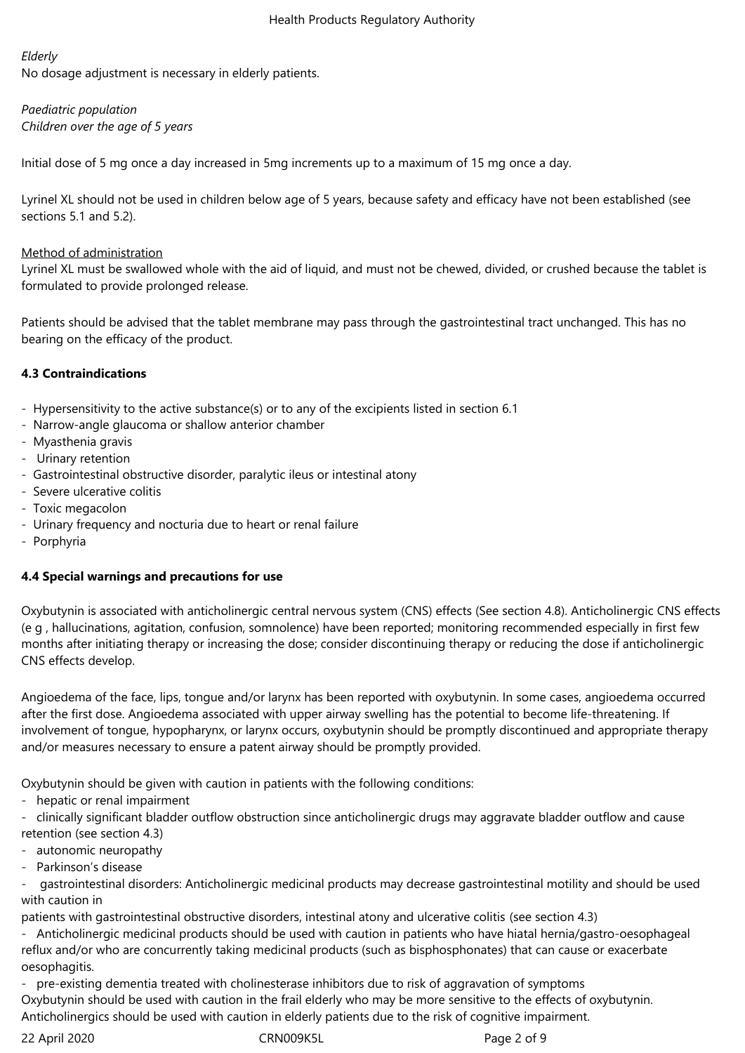*Elderly*
No dosage adjustment is necessary in elderly patients.

*Paediatric population*
*Children over the age of 5 years*

Initial dose of 5 mg once a day increased in 5mg increments up to a maximum of 15 mg once a day.

Lyrinel XL should not be used in children below age of 5 years, because safety and efficacy have not been established (see sections 5.1 and 5.2).

Method of administration
Lyrinel XL must be swallowed whole with the aid of liquid, and must not be chewed, divided, or crushed because the tablet is formulated to provide prolonged release.

Patients should be advised that the tablet membrane may pass through the gastrointestinal tract unchanged. This has no bearing on the efficacy of the product.

**4.3 Contraindications**

- Hypersensitivity to the active substance(s) or to any of the excipients listed in section 6.1
- Narrow-angle glaucoma or shallow anterior chamber
- Myasthenia gravis
- Urinary retention
- Gastrointestinal obstructive disorder, paralytic ileus or intestinal atony
- Severe ulcerative colitis
- Toxic megacolon
- Urinary frequency and nocturia due to heart or renal failure
- Porphyria

**4.4 Special warnings and precautions for use**

Oxybutynin is associated with anticholinergic central nervous system (CNS) effects (See section 4.8). Anticholinergic CNS effects (e g , hallucinations, agitation, confusion, somnolence) have been reported; monitoring recommended especially in first few months after initiating therapy or increasing the dose; consider discontinuing therapy or reducing the dose if anticholinergic CNS effects develop.

Angioedema of the face, lips, tongue and/or larynx has been reported with oxybutynin. In some cases, angioedema occurred after the first dose. Angioedema associated with upper airway swelling has the potential to become life-threatening. If involvement of tongue, hypopharynx, or larynx occurs, oxybutynin should be promptly discontinued and appropriate therapy and/or measures necessary to ensure a patent airway should be promptly provided.

Oxybutynin should be given with caution in patients with the following conditions:
- hepatic or renal impairment
- clinically significant bladder outflow obstruction since anticholinergic drugs may aggravate bladder outflow and cause retention (see section 4.3)
- autonomic neuropathy
- Parkinson's disease
- gastrointestinal disorders: Anticholinergic medicinal products may decrease gastrointestinal motility and should be used with caution in patients with gastrointestinal obstructive disorders, intestinal atony and ulcerative colitis (see section 4.3)
- Anticholinergic medicinal products should be used with caution in patients who have hiatal hernia/gastro-oesophageal reflux and/or who are concurrently taking medicinal products (such as bisphosphonates) that can cause or exacerbate oesophagitis.
- pre-existing dementia treated with cholinesterase inhibitors due to risk of aggravation of symptoms

Oxybutynin should be used with caution in the frail elderly who may be more sensitive to the effects of oxybutynin.
Anticholinergics should be used with caution in elderly patients due to the risk of cognitive impairment.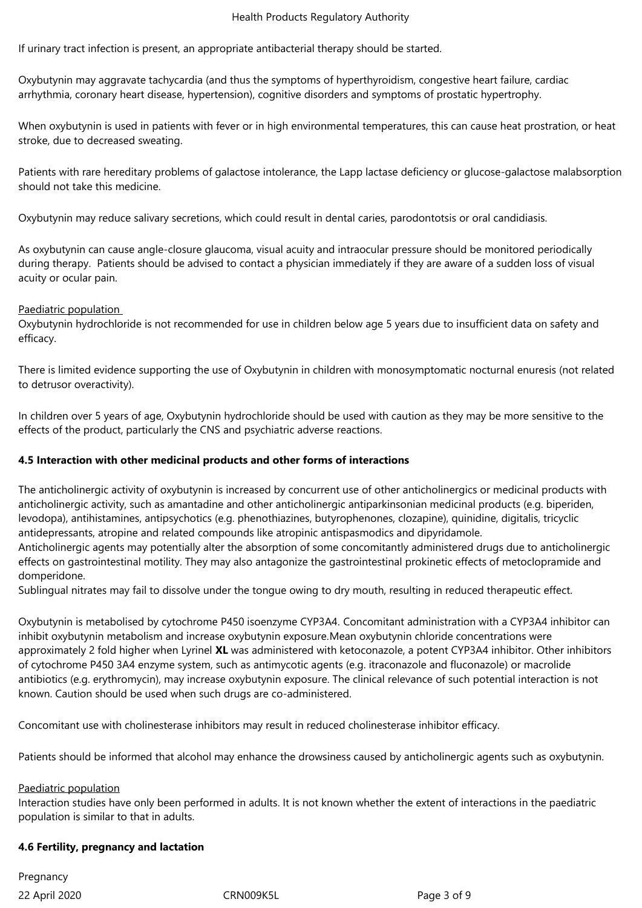If urinary tract infection is present, an appropriate antibacterial therapy should be started.

Oxybutynin may aggravate tachycardia (and thus the symptoms of hyperthyroidism, congestive heart failure, cardiac arrhythmia, coronary heart disease, hypertension), cognitive disorders and symptoms of prostatic hypertrophy.

When oxybutynin is used in patients with fever or in high environmental temperatures, this can cause heat prostration, or heat stroke, due to decreased sweating.

Patients with rare hereditary problems of galactose intolerance, the Lapp lactase deficiency or glucose-galactose malabsorption should not take this medicine.

Oxybutynin may reduce salivary secretions, which could result in dental caries, parodontotsis or oral candidiasis.

As oxybutynin can cause angle-closure glaucoma, visual acuity and intraocular pressure should be monitored periodically during therapy. Patients should be advised to contact a physician immediately if they are aware of a sudden loss of visual acuity or ocular pain.

Paediatric population

Oxybutynin hydrochloride is not recommended for use in children below age 5 years due to insufficient data on safety and efficacy.

There is limited evidence supporting the use of Oxybutynin in children with monosymptomatic nocturnal enuresis (not related to detrusor overactivity).

In children over 5 years of age, Oxybutynin hydrochloride should be used with caution as they may be more sensitive to the effects of the product, particularly the CNS and psychiatric adverse reactions.

**4.5 Interaction with other medicinal products and other forms of interactions**

The anticholinergic activity of oxybutynin is increased by concurrent use of other anticholinergics or medicinal products with anticholinergic activity, such as amantadine and other anticholinergic antiparkinsonian medicinal products (e.g. biperiden, levodopa), antihistamines, antipsychotics (e.g. phenothiazines, butyrophenones, clozapine), quinidine, digitalis, tricyclic antidepressants, atropine and related compounds like atropinic antispasmodics and dipyridamole.
Anticholinergic agents may potentially alter the absorption of some concomitantly administered drugs due to anticholinergic effects on gastrointestinal motility. They may also antagonize the gastrointestinal prokinetic effects of metoclopramide and domperidone.
Sublingual nitrates may fail to dissolve under the tongue owing to dry mouth, resulting in reduced therapeutic effect.

Oxybutynin is metabolised by cytochrome P450 isoenzyme CYP3A4. Concomitant administration with a CYP3A4 inhibitor can inhibit oxybutynin metabolism and increase oxybutynin exposure.Mean oxybutynin chloride concentrations were approximately 2 fold higher when Lyrinel **XL** was administered with ketoconazole, a potent CYP3A4 inhibitor. Other inhibitors of cytochrome P450 3A4 enzyme system, such as antimycotic agents (e.g. itraconazole and fluconazole) or macrolide antibiotics (e.g. erythromycin), may increase oxybutynin exposure. The clinical relevance of such potential interaction is not known. Caution should be used when such drugs are co-administered.

Concomitant use with cholinesterase inhibitors may result in reduced cholinesterase inhibitor efficacy.

Patients should be informed that alcohol may enhance the drowsiness caused by anticholinergic agents such as oxybutynin.

Paediatric population

Interaction studies have only been performed in adults. It is not known whether the extent of interactions in the paediatric population is similar to that in adults.

**4.6 Fertility, pregnancy and lactation**

Pregnancy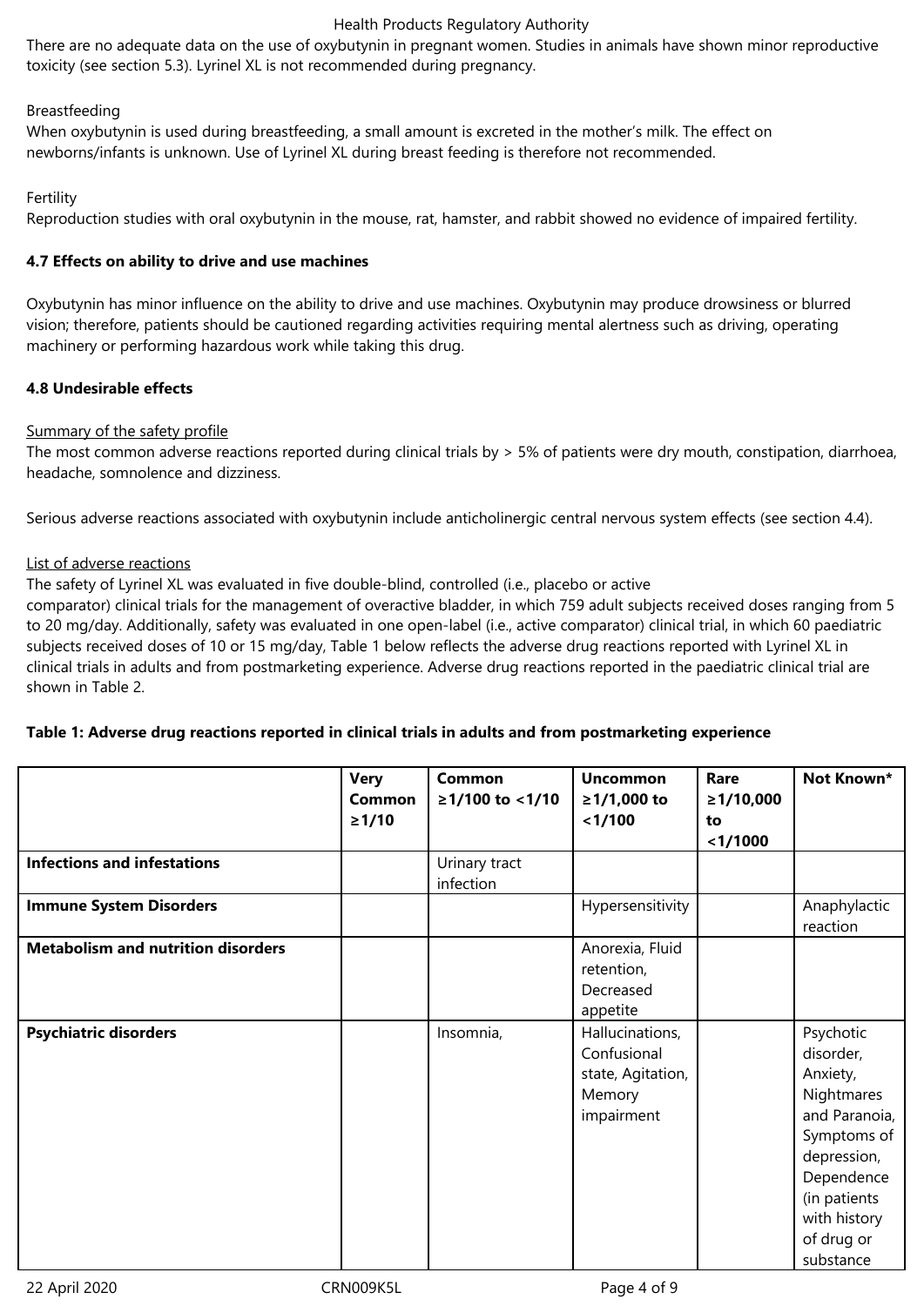There are no adequate data on the use of oxybutynin in pregnant women. Studies in animals have shown minor reproductive toxicity (see section 5.3). Lyrinel XL is not recommended during pregnancy.

Breastfeeding

When oxybutynin is used during breastfeeding, a small amount is excreted in the mother's milk. The effect on newborns/infants is unknown. Use of Lyrinel XL during breast feeding is therefore not recommended.

Fertility

Reproduction studies with oral oxybutynin in the mouse, rat, hamster, and rabbit showed no evidence of impaired fertility.

**4.7 Effects on ability to drive and use machines**

Oxybutynin has minor influence on the ability to drive and use machines. Oxybutynin may produce drowsiness or blurred vision; therefore, patients should be cautioned regarding activities requiring mental alertness such as driving, operating machinery or performing hazardous work while taking this drug.

**4.8 Undesirable effects**

Summary of the safety profile

The most common adverse reactions reported during clinical trials by > 5% of patients were dry mouth, constipation, diarrhoea, headache, somnolence and dizziness.

Serious adverse reactions associated with oxybutynin include anticholinergic central nervous system effects (see section 4.4).

List of adverse reactions

The safety of Lyrinel XL was evaluated in five double-blind, controlled (i.e., placebo or active comparator) clinical trials for the management of overactive bladder, in which 759 adult subjects received doses ranging from 5 to 20 mg/day. Additionally, safety was evaluated in one open-label (i.e., active comparator) clinical trial, in which 60 paediatric subjects received doses of 10 or 15 mg/day, Table 1 below reflects the adverse drug reactions reported with Lyrinel XL in clinical trials in adults and from postmarketing experience. Adverse drug reactions reported in the paediatric clinical trial are shown in Table 2.

**Table 1: Adverse drug reactions reported in clinical trials in adults and from postmarketing experience**

| | Very Common ≥1/10 | Common ≥1/100 to <1/10 | Uncommon ≥1/1,000 to <1/100 | Rare ≥1/10,000 to <1/1000 | Not Known* |
|---|---|---|---|---|---|
| **Infections and infestations** | | Urinary tract infection | | | |
| **Immune System Disorders** | | | Hypersensitivity | | Anaphylactic reaction |
| **Metabolism and nutrition disorders** | | | Anorexia, Fluid retention, Decreased appetite | | |
| **Psychiatric disorders** | | Insomnia, | Hallucinations, Confusional state, Agitation, Memory impairment | | Psychotic disorder, Anxiety, Nightmares and Paranoia, Symptoms of depression, Dependence (in patients with history of drug or substance |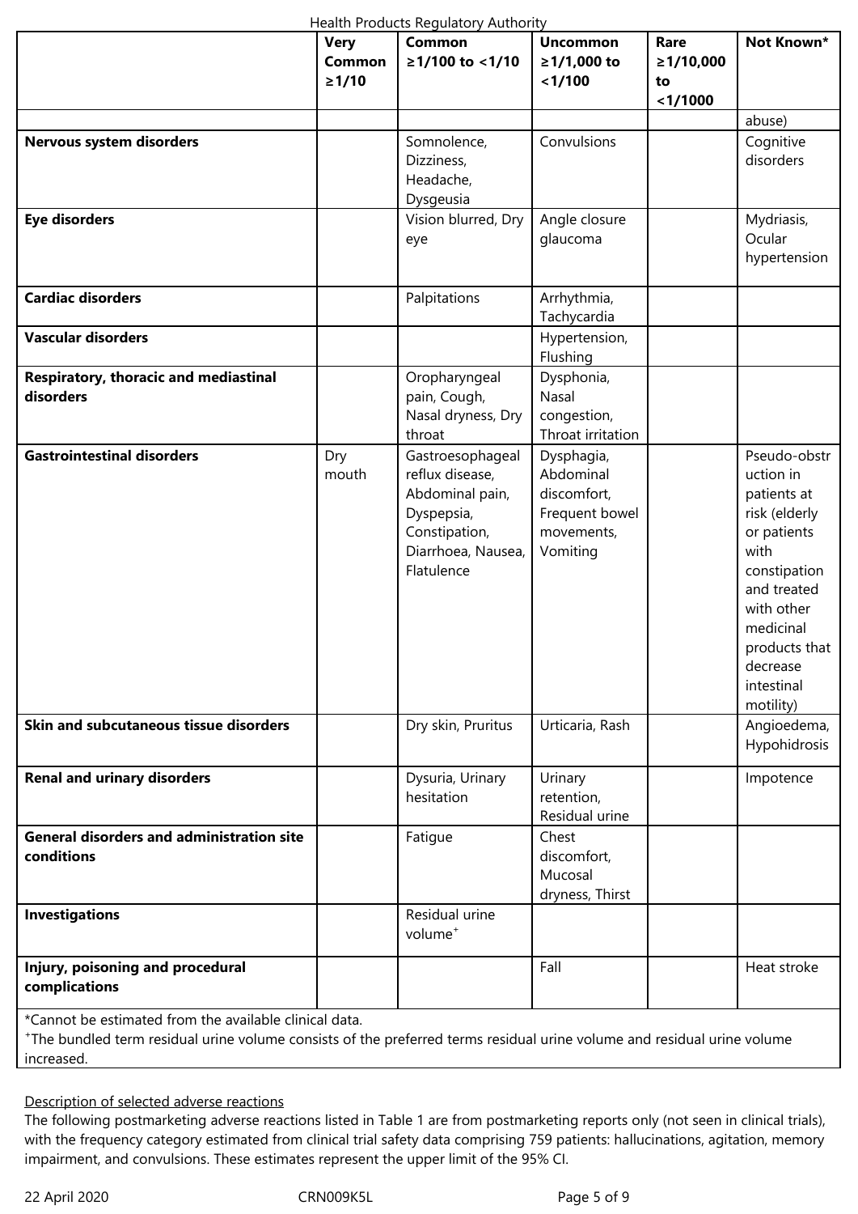| | Very Common ≥1/10 | Common ≥1/100 to <1/10 | Uncommon ≥1/1,000 to <1/100 | Rare ≥1/10,000 to <1/1000 | Not Known* |
|---|---|---|---|---|---|
| | | | | | abuse) |
| **Nervous system disorders** | | Somnolence, Dizziness, Headache, Dysgeusia | Convulsions | | Cognitive disorders |
| **Eye disorders** | | Vision blurred, Dry eye | Angle closure glaucoma | | Mydriasis, Ocular hypertension |
| **Cardiac disorders** | | Palpitations | Arrhythmia, Tachycardia | | |
| **Vascular disorders** | | | Hypertension, Flushing | | |
| **Respiratory, thoracic and mediastinal disorders** | | Oropharyngeal pain, Cough, Nasal dryness, Dry throat | Dysphonia, Nasal congestion, Throat irritation | | |
| **Gastrointestinal disorders** | Dry mouth | Gastroesophageal reflux disease, Abdominal pain, Dyspepsia, Constipation, Diarrhoea, Nausea, Flatulence | Dysphagia, Abdominal discomfort, Frequent bowel movements, Vomiting | | Pseudo-obstruction in patients at risk (elderly or patients with constipation and treated with other medicinal products that decrease intestinal motility) |
| **Skin and subcutaneous tissue disorders** | | Dry skin, Pruritus | Urticaria, Rash | | Angioedema, Hypohidrosis |
| **Renal and urinary disorders** | | Dysuria, Urinary hesitation | Urinary retention, Residual urine | | Impotence |
| **General disorders and administration site conditions** | | Fatigue | Chest discomfort, Mucosal dryness, Thirst | | |
| **Investigations** | | Residual urine volume⁺ | | | |
| **Injury, poisoning and procedural complications** | | | Fall | | Heat stroke |

*Cannot be estimated from the available clinical data.
⁺The bundled term residual urine volume consists of the preferred terms residual urine volume and residual urine volume increased.

Description of selected adverse reactions

The following postmarketing adverse reactions listed in Table 1 are from postmarketing reports only (not seen in clinical trials), with the frequency category estimated from clinical trial safety data comprising 759 patients: hallucinations, agitation, memory impairment, and convulsions. These estimates represent the upper limit of the 95% CI.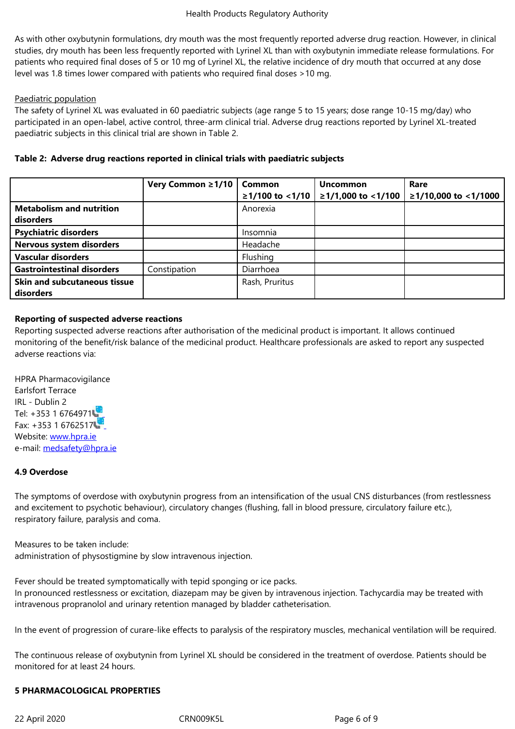As with other oxybutynin formulations, dry mouth was the most frequently reported adverse drug reaction. However, in clinical studies, dry mouth has been less frequently reported with Lyrinel XL than with oxybutynin immediate release formulations. For patients who required final doses of 5 or 10 mg of Lyrinel XL, the relative incidence of dry mouth that occurred at any dose level was 1.8 times lower compared with patients who required final doses >10 mg.

Paediatric population

The safety of Lyrinel XL was evaluated in 60 paediatric subjects (age range 5 to 15 years; dose range 10-15 mg/day) who participated in an open-label, active control, three-arm clinical trial. Adverse drug reactions reported by Lyrinel XL-treated paediatric subjects in this clinical trial are shown in Table 2.

**Table 2: Adverse drug reactions reported in clinical trials with paediatric subjects**

| | **Very Common ≥1/10** | **Common ≥1/100 to <1/10** | **Uncommon ≥1/1,000 to <1/100** | **Rare ≥1/10,000 to <1/1000** |
|---|---|---|---|---|
| **Metabolism and nutrition disorders** | | Anorexia | | |
| **Psychiatric disorders** | | Insomnia | | |
| **Nervous system disorders** | | Headache | | |
| **Vascular disorders** | | Flushing | | |
| **Gastrointestinal disorders** | Constipation | Diarrhoea | | |
| **Skin and subcutaneous tissue disorders** | | Rash, Pruritus | | |

**Reporting of suspected adverse reactions**

Reporting suspected adverse reactions after authorisation of the medicinal product is important. It allows continued monitoring of the benefit/risk balance of the medicinal product. Healthcare professionals are asked to report any suspected adverse reactions via:

HPRA Pharmacovigilance
Earlsfort Terrace
IRL - Dublin 2
Tel: +353 1 6764971
Fax: +353 1 6762517
Website: www.hpra.ie
e-mail: medsafety@hpra.ie

## 4.9 Overdose

The symptoms of overdose with oxybutynin progress from an intensification of the usual CNS disturbances (from restlessness and excitement to psychotic behaviour), circulatory changes (flushing, fall in blood pressure, circulatory failure etc.), respiratory failure, paralysis and coma.

Measures to be taken include:
administration of physostigmine by slow intravenous injection.

Fever should be treated symptomatically with tepid sponging or ice packs.
In pronounced restlessness or excitation, diazepam may be given by intravenous injection. Tachycardia may be treated with intravenous propranolol and urinary retention managed by bladder catheterisation.

In the event of progression of curare-like effects to paralysis of the respiratory muscles, mechanical ventilation will be required.

The continuous release of oxybutynin from Lyrinel XL should be considered in the treatment of overdose. Patients should be monitored for at least 24 hours.

# 5 PHARMACOLOGICAL PROPERTIES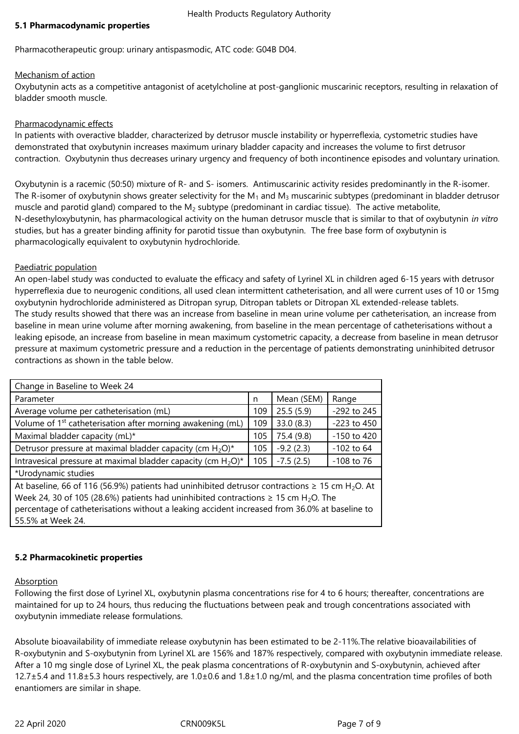## 5.1 Pharmacodynamic properties

Pharmacotherapeutic group: urinary antispasmodic, ATC code: G04B D04.

Mechanism of action

Oxybutynin acts as a competitive antagonist of acetylcholine at post-ganglionic muscarinic receptors, resulting in relaxation of bladder smooth muscle.

Pharmacodynamic effects

In patients with overactive bladder, characterized by detrusor muscle instability or hyperreflexia, cystometric studies have demonstrated that oxybutynin increases maximum urinary bladder capacity and increases the volume to first detrusor contraction. Oxybutynin thus decreases urinary urgency and frequency of both incontinence episodes and voluntary urination.

Oxybutynin is a racemic (50:50) mixture of R- and S- isomers. Antimuscarinic activity resides predominantly in the R-isomer. The R-isomer of oxybutynin shows greater selectivity for the $M_1$ and $M_3$ muscarinic subtypes (predominant in bladder detrusor muscle and parotid gland) compared to the $M_2$ subtype (predominant in cardiac tissue). The active metabolite, N-desethyloxybutynin, has pharmacological activity on the human detrusor muscle that is similar to that of oxybutynin *in vitro* studies, but has a greater binding affinity for parotid tissue than oxybutynin. The free base form of oxybutynin is pharmacologically equivalent to oxybutynin hydrochloride.

Paediatric population

An open-label study was conducted to evaluate the efficacy and safety of Lyrinel XL in children aged 6-15 years with detrusor hyperreflexia due to neurogenic conditions, all used clean intermittent catheterisation, and all were current uses of 10 or 15mg oxybutynin hydrochloride administered as Ditropan syrup, Ditropan tablets or Ditropan XL extended-release tablets.
The study results showed that there was an increase from baseline in mean urine volume per catheterisation, an increase from baseline in mean urine volume after morning awakening, from baseline in the mean percentage of catheterisations without a leaking episode, an increase from baseline in mean maximum cystometric capacity, a decrease from baseline in mean detrusor pressure at maximum cystometric pressure and a reduction in the percentage of patients demonstrating uninhibited detrusor contractions as shown in the table below.

| Change in Baseline to Week 24 | | | |
|---|---|---|---|
| Parameter | n | Mean (SEM) | Range |
| Average volume per catheterisation (mL) | 109 | 25.5 (5.9) | -292 to 245 |
| Volume of 1st catheterisation after morning awakening (mL) | 109 | 33.0 (8.3) | -223 to 450 |
| Maximal bladder capacity (mL)* | 105 | 75.4 (9.8) | -150 to 420 |
| Detrusor pressure at maximal bladder capacity (cm $H_2O$)* | 105 | -9.2 (2.3) | -102 to 64 |
| Intravesical pressure at maximal bladder capacity (cm $H_2O$)* | 105 | -7.5 (2.5) | -108 to 76 |
| *Urodynamic studies | | | |
| At baseline, 66 of 116 (56.9%) patients had uninhibited detrusor contractions ≥ 15 cm $H_2O$. At Week 24, 30 of 105 (28.6%) patients had uninhibited contractions ≥ 15 cm $H_2O$. The percentage of catheterisations without a leaking accident increased from 36.0% at baseline to 55.5% at Week 24. | | | |

## 5.2 Pharmacokinetic properties

Absorption

Following the first dose of Lyrinel XL, oxybutynin plasma concentrations rise for 4 to 6 hours; thereafter, concentrations are maintained for up to 24 hours, thus reducing the fluctuations between peak and trough concentrations associated with oxybutynin immediate release formulations.

Absolute bioavailability of immediate release oxybutynin has been estimated to be 2-11%.The relative bioavailabilities of R-oxybutynin and S-oxybutynin from Lyrinel XL are 156% and 187% respectively, compared with oxybutynin immediate release. After a 10 mg single dose of Lyrinel XL, the peak plasma concentrations of R-oxybutynin and S-oxybutynin, achieved after 12.7±5.4 and 11.8±5.3 hours respectively, are 1.0±0.6 and 1.8±1.0 ng/ml, and the plasma concentration time profiles of both enantiomers are similar in shape.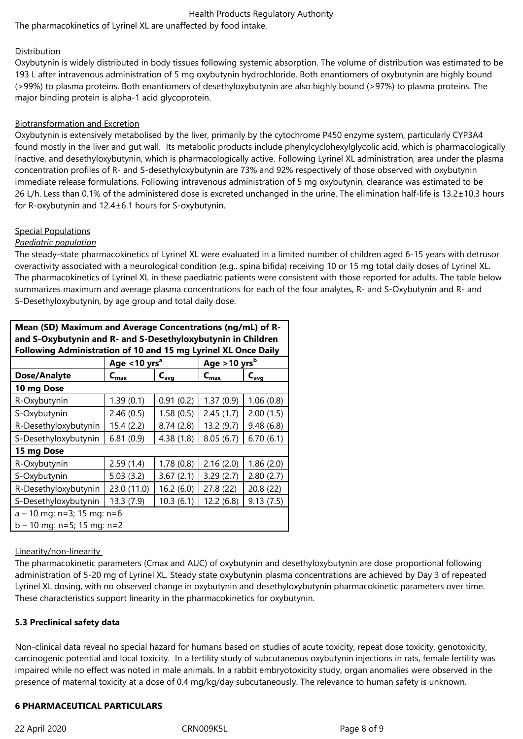The pharmacokinetics of Lyrinel XL are unaffected by food intake.

Distribution

Oxybutynin is widely distributed in body tissues following systemic absorption. The volume of distribution was estimated to be 193 L after intravenous administration of 5 mg oxybutynin hydrochloride. Both enantiomers of oxybutynin are highly bound (>99%) to plasma proteins. Both enantiomers of desethyloxybutynin are also highly bound (>97%) to plasma proteins. The major binding protein is alpha-1 acid glycoprotein.

Biotransformation and Excretion

Oxybutynin is extensively metabolised by the liver, primarily by the cytochrome P450 enzyme system, particularly CYP3A4 found mostly in the liver and gut wall. Its metabolic products include phenylcyclohexylglycolic acid, which is pharmacologically inactive, and desethyloxybutynin, which is pharmacologically active. Following Lyrinel XL administration, area under the plasma concentration profiles of R- and S-desethyloxybutynin are 73% and 92% respectively of those observed with oxybutynin immediate release formulations. Following intravenous administration of 5 mg oxybutynin, clearance was estimated to be 26 L/h. Less than 0.1% of the administered dose is excreted unchanged in the urine. The elimination half-life is 13.2±10.3 hours for R-oxybutynin and 12.4±6.1 hours for S-oxybutynin.

Special Populations

*Paediatric population*

The steady-state pharmacokinetics of Lyrinel XL were evaluated in a limited number of children aged 6-15 years with detrusor overactivity associated with a neurological condition (e.g., spina bifida) receiving 10 or 15 mg total daily doses of Lyrinel XL. The pharmacokinetics of Lyrinel XL in these paediatric patients were consistent with those reported for adults. The table below summarizes maximum and average plasma concentrations for each of the four analytes, R- and S-Oxybutynin and R- and S-Desethyloxybutynin, by age group and total daily dose.

**Mean (SD) Maximum and Average Concentrations (ng/mL) of R- and S-Oxybutynin and R- and S-Desethyloxybutynin in Children Following Administration of 10 and 15 mg Lyrinel XL Once Daily**

| | **Age <10 yrs[a]** | | **Age >10 yrs[b]** | |
|---|---|---|---|---|
| **Dose/Analyte** | $C_{max}$ | $C_{avg}$ | $C_{max}$ | $C_{avg}$ |
| **10 mg Dose** | | | | |
| R-Oxybutynin | 1.39 (0.1) | 0.91 (0.2) | 1.37 (0.9) | 1.06 (0.8) |
| S-Oxybutynin | 2.46 (0.5) | 1.58 (0.5) | 2.45 (1.7) | 2.00 (1.5) |
| R-Desethyloxybutynin | 15.4 (2.2) | 8.74 (2.8) | 13.2 (9.7) | 9.48 (6.8) |
| S-Desethyloxybutynin | 6.81 (0.9) | 4.38 (1.8) | 8.05 (6.7) | 6.70 (6.1) |
| **15 mg Dose** | | | | |
| R-Oxybutynin | 2.59 (1.4) | 1.78 (0.8) | 2.16 (2.0) | 1.86 (2.0) |
| S-Oxybutynin | 5.03 (3.2) | 3.67 (2.1) | 3.29 (2.7) | 2.80 (2.7) |
| R-Desethyloxybutynin | 23.0 (11.0) | 16.2 (6.0) | 27.8 (22) | 20.8 (22) |
| S-Desethyloxybutynin | 13.3 (7.9) | 10.3 (6.1) | 12.2 (6.8) | 9.13 (7.5) |

a – 10 mg: n=3; 15 mg: n=6
b – 10 mg: n=5; 15 mg: n=2

Linearity/non-linearity

The pharmacokinetic parameters (Cmax and AUC) of oxybutynin and desethyloxybutynin are dose proportional following administration of 5-20 mg of Lyrinel XL. Steady state oxybutynin plasma concentrations are achieved by Day 3 of repeated Lyrinel XL dosing, with no observed change in oxybutynin and desethyloxybutynin pharmacokinetic parameters over time. These characteristics support linearity in the pharmacokinetics for oxybutynin.

**5.3 Preclinical safety data**

Non-clinical data reveal no special hazard for humans based on studies of acute toxicity, repeat dose toxicity, genotoxicity, carcinogenic potential and local toxicity. In a fertility study of subcutaneous oxybutynin injections in rats, female fertility was impaired while no effect was noted in male animals. In a rabbit embryotoxicity study, organ anomalies were observed in the presence of maternal toxicity at a dose of 0.4 mg/kg/day subcutaneously. The relevance to human safety is unknown.

**6 PHARMACEUTICAL PARTICULARS**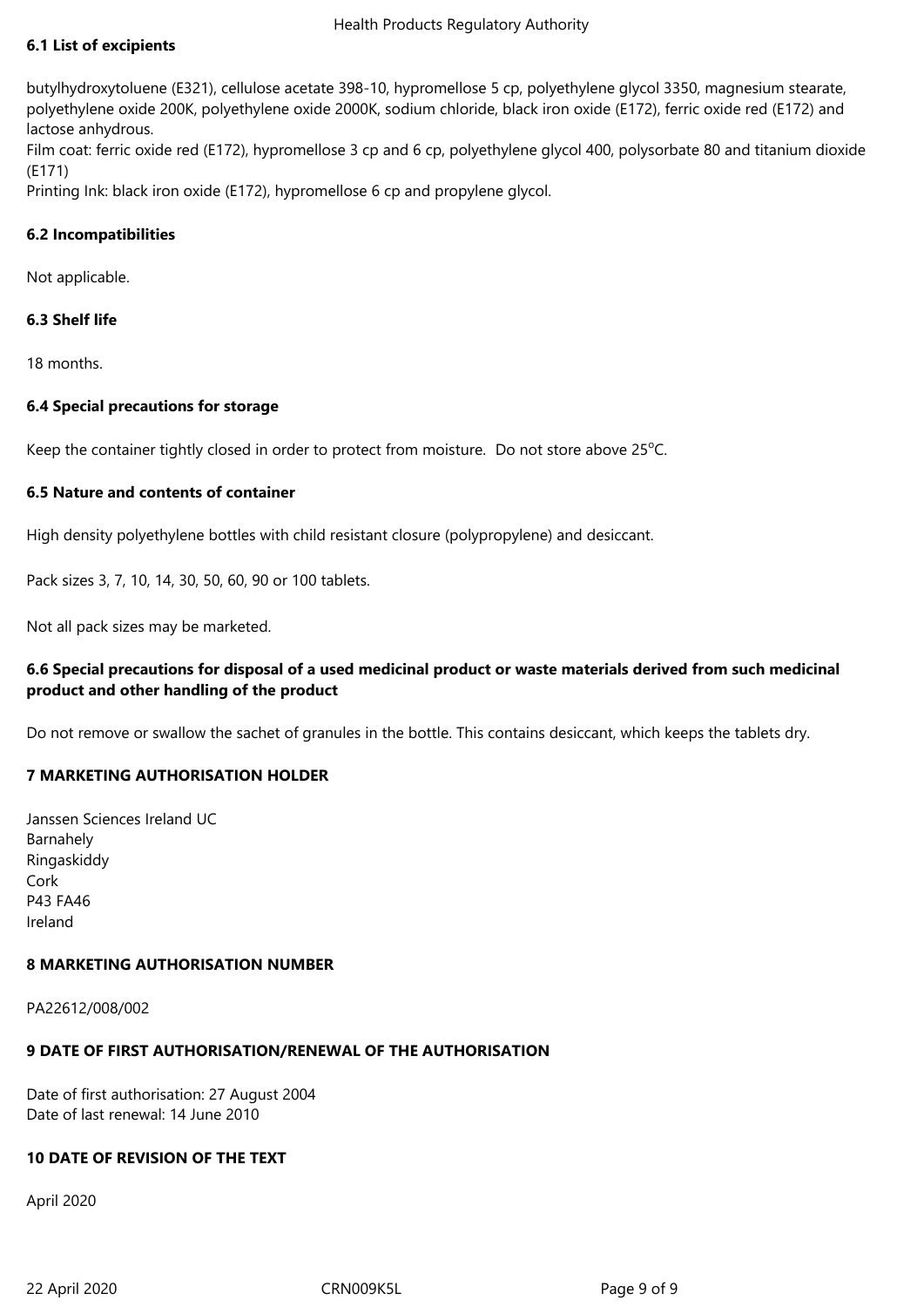### 6.1 List of excipients

butylhydroxytoluene (E321), cellulose acetate 398-10, hypromellose 5 cp, polyethylene glycol 3350, magnesium stearate, polyethylene oxide 200K, polyethylene oxide 2000K, sodium chloride, black iron oxide (E172), ferric oxide red (E172) and lactose anhydrous.

Film coat: ferric oxide red (E172), hypromellose 3 cp and 6 cp, polyethylene glycol 400, polysorbate 80 and titanium dioxide (E171)

Printing Ink: black iron oxide (E172), hypromellose 6 cp and propylene glycol.

### 6.2 Incompatibilities

Not applicable.

### 6.3 Shelf life

18 months.

### 6.4 Special precautions for storage

Keep the container tightly closed in order to protect from moisture. Do not store above 25°C.

### 6.5 Nature and contents of container

High density polyethylene bottles with child resistant closure (polypropylene) and desiccant.

Pack sizes 3, 7, 10, 14, 30, 50, 60, 90 or 100 tablets.

Not all pack sizes may be marketed.

### 6.6 Special precautions for disposal of a used medicinal product or waste materials derived from such medicinal product and other handling of the product

Do not remove or swallow the sachet of granules in the bottle. This contains desiccant, which keeps the tablets dry.

## 7 MARKETING AUTHORISATION HOLDER

Janssen Sciences Ireland UC
Barnahely
Ringaskiddy
Cork
P43 FA46
Ireland

## 8 MARKETING AUTHORISATION NUMBER

PA22612/008/002

## 9 DATE OF FIRST AUTHORISATION/RENEWAL OF THE AUTHORISATION

Date of first authorisation: 27 August 2004
Date of last renewal: 14 June 2010

## 10 DATE OF REVISION OF THE TEXT

April 2020